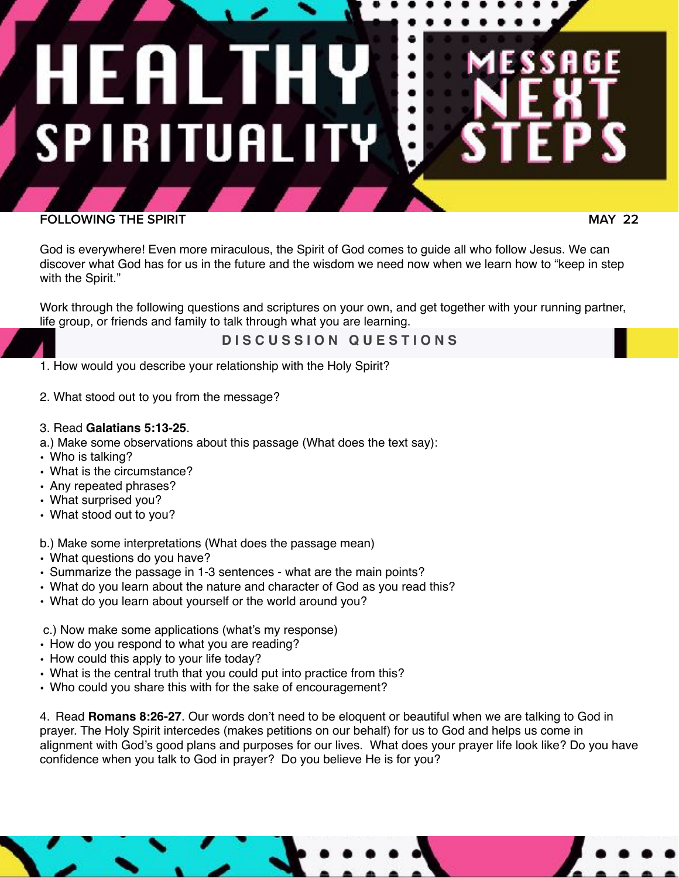# HEALTHY SPIRITUALITY

# MESSAGE NEXT STEPS

**FOLLOWING THE SPIRIT** **MAY 22**

God is everywhere! Even more miraculous, the Spirit of God comes to guide all who follow Jesus. We can discover what God has for us in the future and the wisdom we need now when we learn how to "keep in step with the Spirit."

Work through the following questions and scriptures on your own, and get together with your running partner, life group, or friends and family to talk through what you are learning.

## DISCUSSION QUESTIONS

1. How would you describe your relationship with the Holy Spirit?

2. What stood out to you from the message?

3. Read **Galatians 5:13-25**.

a.) Make some observations about this passage (What does the text say):
- Who is talking?
- What is the circumstance?
- Any repeated phrases?
- What surprised you?
- What stood out to you?

b.) Make some interpretations (What does the passage mean)
- What questions do you have?
- Summarize the passage in 1-3 sentences - what are the main points?
- What do you learn about the nature and character of God as you read this?
- What do you learn about yourself or the world around you?

c.) Now make some applications (what's my response)
- How do you respond to what you are reading?
- How could this apply to your life today?
- What is the central truth that you could put into practice from this?
- Who could you share this with for the sake of encouragement?

4. Read **Romans 8:26-27**. Our words don't need to be eloquent or beautiful when we are talking to God in prayer. The Holy Spirit intercedes (makes petitions on our behalf) for us to God and helps us come in alignment with God's good plans and purposes for our lives. What does your prayer life look like? Do you have confidence when you talk to God in prayer? Do you believe He is for you?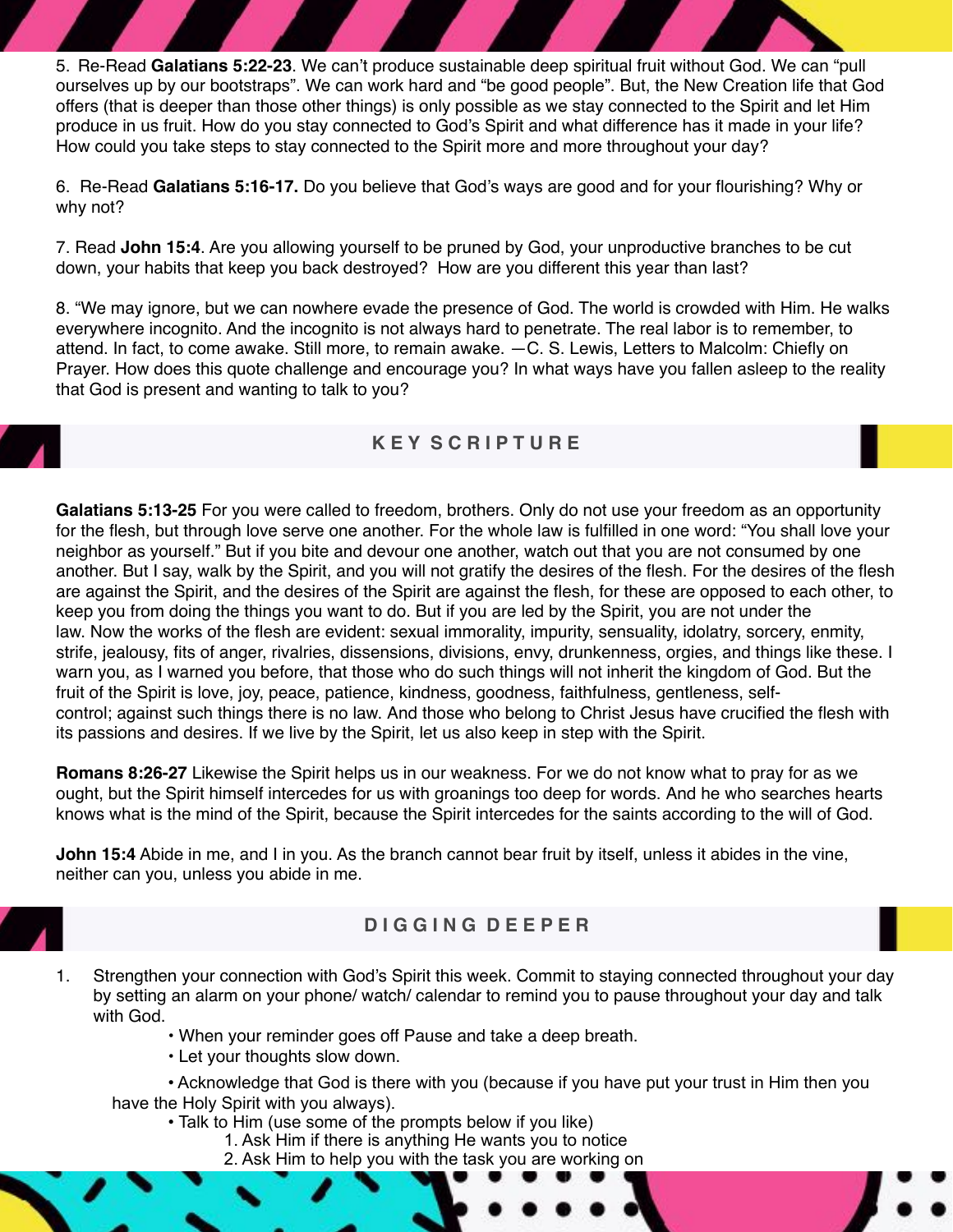5. Re-Read **Galatians 5:22-23**. We can't produce sustainable deep spiritual fruit without God. We can "pull ourselves up by our bootstraps". We can work hard and "be good people". But, the New Creation life that God offers (that is deeper than those other things) is only possible as we stay connected to the Spirit and let Him produce in us fruit. How do you stay connected to God's Spirit and what difference has it made in your life? How could you take steps to stay connected to the Spirit more and more throughout your day?

6. Re-Read **Galatians 5:16-17.** Do you believe that God's ways are good and for your flourishing? Why or why not?

7. Read **John 15:4**. Are you allowing yourself to be pruned by God, your unproductive branches to be cut down, your habits that keep you back destroyed? How are you different this year than last?

8. "We may ignore, but we can nowhere evade the presence of God. The world is crowded with Him. He walks everywhere incognito. And the incognito is not always hard to penetrate. The real labor is to remember, to attend. In fact, to come awake. Still more, to remain awake. —C. S. Lewis, Letters to Malcolm: Chiefly on Prayer. How does this quote challenge and encourage you? In what ways have you fallen asleep to the reality that God is present and wanting to talk to you?

## KEY SCRIPTURE

**Galatians 5:13-25** For you were called to freedom, brothers. Only do not use your freedom as an opportunity for the flesh, but through love serve one another. For the whole law is fulfilled in one word: "You shall love your neighbor as yourself." But if you bite and devour one another, watch out that you are not consumed by one another. But I say, walk by the Spirit, and you will not gratify the desires of the flesh. For the desires of the flesh are against the Spirit, and the desires of the Spirit are against the flesh, for these are opposed to each other, to keep you from doing the things you want to do. But if you are led by the Spirit, you are not under the law. Now the works of the flesh are evident: sexual immorality, impurity, sensuality, idolatry, sorcery, enmity, strife, jealousy, fits of anger, rivalries, dissensions, divisions, envy, drunkenness, orgies, and things like these. I warn you, as I warned you before, that those who do such things will not inherit the kingdom of God. But the fruit of the Spirit is love, joy, peace, patience, kindness, goodness, faithfulness, gentleness, self-control; against such things there is no law. And those who belong to Christ Jesus have crucified the flesh with its passions and desires. If we live by the Spirit, let us also keep in step with the Spirit.

**Romans 8:26-27** Likewise the Spirit helps us in our weakness. For we do not know what to pray for as we ought, but the Spirit himself intercedes for us with groanings too deep for words. And he who searches hearts knows what is the mind of the Spirit, because the Spirit intercedes for the saints according to the will of God.

**John 15:4** Abide in me, and I in you. As the branch cannot bear fruit by itself, unless it abides in the vine, neither can you, unless you abide in me.

## DIGGING DEEPER

1. Strengthen your connection with God's Spirit this week. Commit to staying connected throughout your day by setting an alarm on your phone/ watch/ calendar to remind you to pause throughout your day and talk with God.
   - When your reminder goes off Pause and take a deep breath.
   - Let your thoughts slow down.
   - Acknowledge that God is there with you (because if you have put your trust in Him then you have the Holy Spirit with you always).
   - Talk to Him (use some of the prompts below if you like)
     1. Ask Him if there is anything He wants you to notice
     2. Ask Him to help you with the task you are working on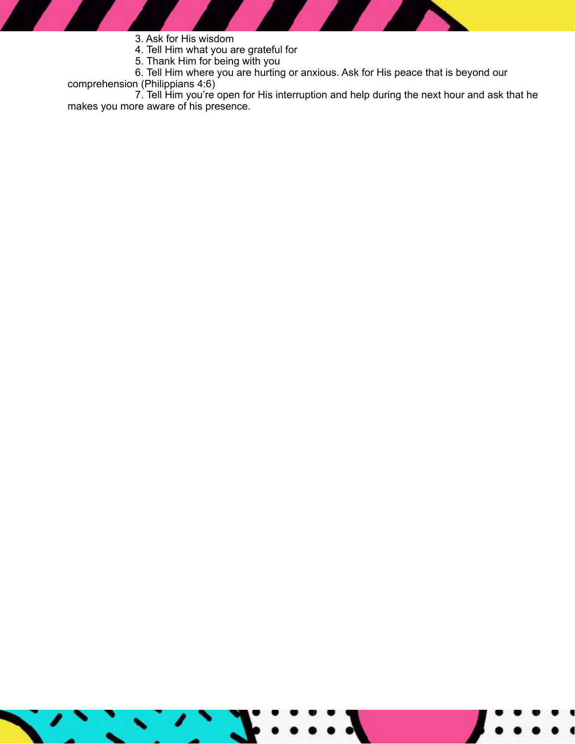3. Ask for His wisdom
4. Tell Him what you are grateful for
5. Thank Him for being with you
6. Tell Him where you are hurting or anxious. Ask for His peace that is beyond our comprehension (Philippians 4:6)
7. Tell Him you're open for His interruption and help during the next hour and ask that he makes you more aware of his presence.